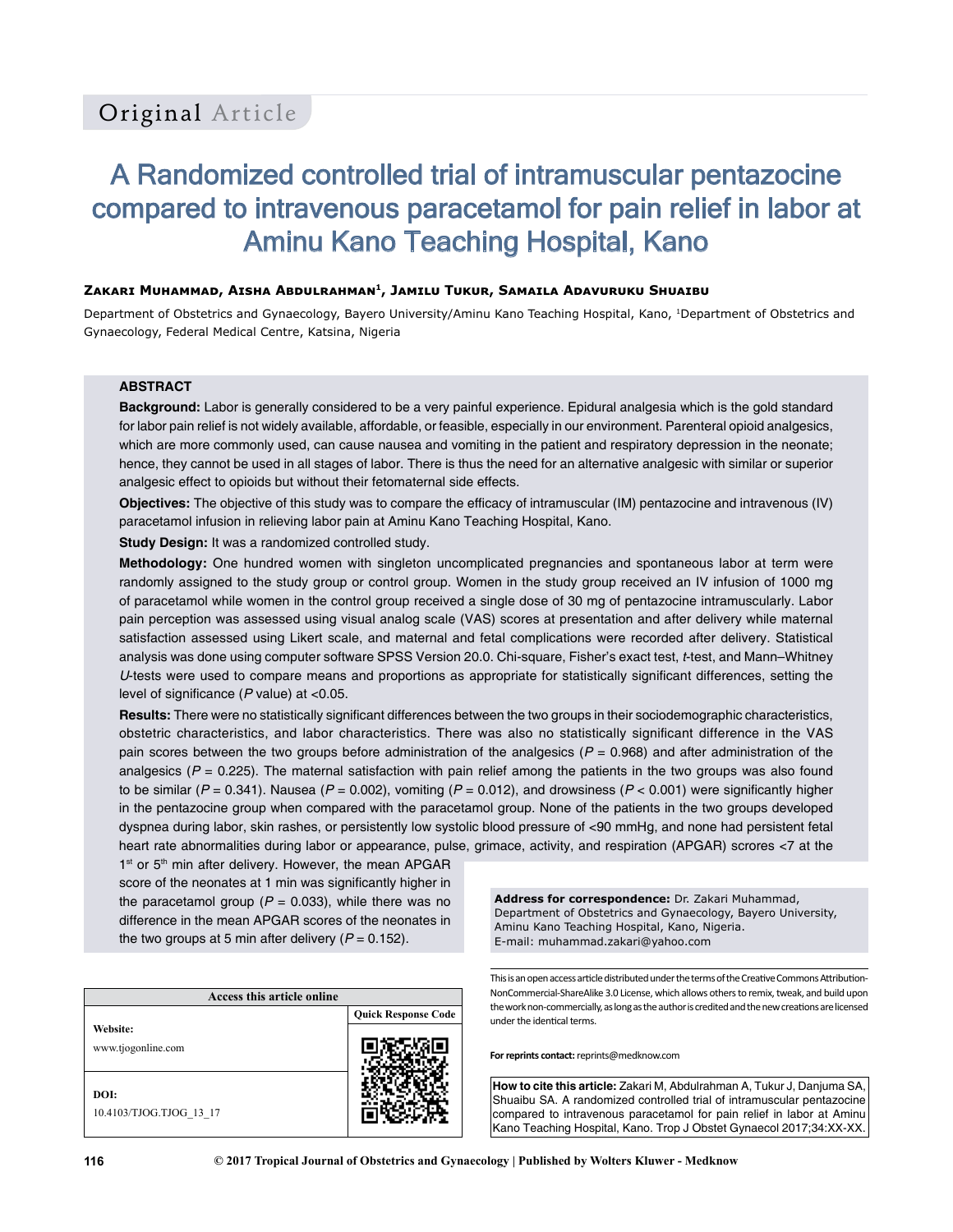Original Article

# A Randomized controlled trial of intramuscular pentazocine compared to intravenous paracetamol for pain relief in labor at Aminu Kano Teaching Hospital, Kano

**Zakari Muhammad, Aisha Abdulrahman[1], Jamilu Tukur, Samaila Adavuruku Shuaibu**

Department of Obstetrics and Gynaecology, Bayero University/Aminu Kano Teaching Hospital, Kano, [1]Department of Obstetrics and Gynaecology, Federal Medical Centre, Katsina, Nigeria

## ABSTRACT

**Background:** Labor is generally considered to be a very painful experience. Epidural analgesia which is the gold standard for labor pain relief is not widely available, affordable, or feasible, especially in our environment. Parenteral opioid analgesics, which are more commonly used, can cause nausea and vomiting in the patient and respiratory depression in the neonate; hence, they cannot be used in all stages of labor. There is thus the need for an alternative analgesic with similar or superior analgesic effect to opioids but without their fetomaternal side effects.

**Objectives:** The objective of this study was to compare the efficacy of intramuscular (IM) pentazocine and intravenous (IV) paracetamol infusion in relieving labor pain at Aminu Kano Teaching Hospital, Kano.

**Study Design:** It was a randomized controlled study.

**Methodology:** One hundred women with singleton uncomplicated pregnancies and spontaneous labor at term were randomly assigned to the study group or control group. Women in the study group received an IV infusion of 1000 mg of paracetamol while women in the control group received a single dose of 30 mg of pentazocine intramuscularly. Labor pain perception was assessed using visual analog scale (VAS) scores at presentation and after delivery while maternal satisfaction assessed using Likert scale, and maternal and fetal complications were recorded after delivery. Statistical analysis was done using computer software SPSS Version 20.0. Chi-square, Fisher's exact test, *t*-test, and Mann–Whitney *U*-tests were used to compare means and proportions as appropriate for statistically significant differences, setting the level of significance (*P* value) at <0.05.

**Results:** There were no statistically significant differences between the two groups in their sociodemographic characteristics, obstetric characteristics, and labor characteristics. There was also no statistically significant difference in the VAS pain scores between the two groups before administration of the analgesics ($P = 0.968$) and after administration of the analgesics ($P = 0.225$). The maternal satisfaction with pain relief among the patients in the two groups was also found to be similar ($P = 0.341$). Nausea ($P = 0.002$), vomiting ($P = 0.012$), and drowsiness ($P < 0.001$) were significantly higher in the pentazocine group when compared with the paracetamol group. None of the patients in the two groups developed dyspnea during labor, skin rashes, or persistently low systolic blood pressure of <90 mmHg, and none had persistent fetal heart rate abnormalities during labor or appearance, pulse, grimace, activity, and respiration (APGAR) scrores <7 at the 1st or 5th min after delivery. However, the mean APGAR score of the neonates at 1 min was significantly higher in the paracetamol group ($P = 0.033$), while there was no difference in the mean APGAR scores of the neonates in the two groups at 5 min after delivery ($P = 0.152$).

**Address for correspondence:** Dr. Zakari Muhammad, Department of Obstetrics and Gynaecology, Bayero University, Aminu Kano Teaching Hospital, Kano, Nigeria.
E-mail: muhammad.zakari@yahoo.com

| Access this article online | |
|---|---|
| **Website:** www.tjogonline.com | Quick Response Code |
| **DOI:** 10.4103/TJOG.TJOG_13_17 | |

This is an open access article distributed under the terms of the Creative Commons Attribution-NonCommercial-ShareAlike 3.0 License, which allows others to remix, tweak, and build upon the work non-commercially, as long as the author is credited and the new creations are licensed under the identical terms.

**For reprints contact:** reprints@medknow.com

**How to cite this article:** Zakari M, Abdulrahman A, Tukur J, Danjuma SA, Shuaibu SA. A randomized controlled trial of intramuscular pentazocine compared to intravenous paracetamol for pain relief in labor at Aminu Kano Teaching Hospital, Kano. Trop J Obstet Gynaecol 2017;34:XX-XX.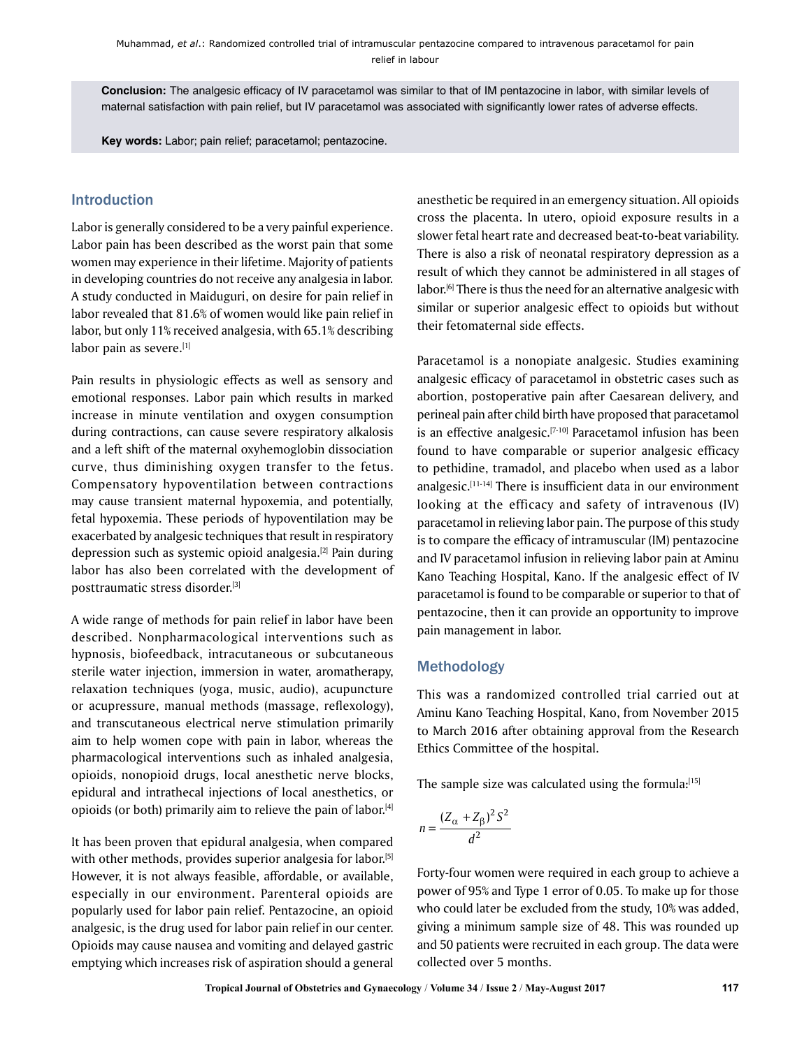**Conclusion:** The analgesic efficacy of IV paracetamol was similar to that of IM pentazocine in labor, with similar levels of maternal satisfaction with pain relief, but IV paracetamol was associated with significantly lower rates of adverse effects.

**Key words:** Labor; pain relief; paracetamol; pentazocine.

## Introduction

Labor is generally considered to be a very painful experience. Labor pain has been described as the worst pain that some women may experience in their lifetime. Majority of patients in developing countries do not receive any analgesia in labor. A study conducted in Maiduguri, on desire for pain relief in labor revealed that 81.6% of women would like pain relief in labor, but only 11% received analgesia, with 65.1% describing labor pain as severe.[1]

Pain results in physiologic effects as well as sensory and emotional responses. Labor pain which results in marked increase in minute ventilation and oxygen consumption during contractions, can cause severe respiratory alkalosis and a left shift of the maternal oxyhemoglobin dissociation curve, thus diminishing oxygen transfer to the fetus. Compensatory hypoventilation between contractions may cause transient maternal hypoxemia, and potentially, fetal hypoxemia. These periods of hypoventilation may be exacerbated by analgesic techniques that result in respiratory depression such as systemic opioid analgesia.[2] Pain during labor has also been correlated with the development of posttraumatic stress disorder.[3]

A wide range of methods for pain relief in labor have been described. Nonpharmacological interventions such as hypnosis, biofeedback, intracutaneous or subcutaneous sterile water injection, immersion in water, aromatherapy, relaxation techniques (yoga, music, audio), acupuncture or acupressure, manual methods (massage, reflexology), and transcutaneous electrical nerve stimulation primarily aim to help women cope with pain in labor, whereas the pharmacological interventions such as inhaled analgesia, opioids, nonopioid drugs, local anesthetic nerve blocks, epidural and intrathecal injections of local anesthetics, or opioids (or both) primarily aim to relieve the pain of labor.[4]

It has been proven that epidural analgesia, when compared with other methods, provides superior analgesia for labor.[5] However, it is not always feasible, affordable, or available, especially in our environment. Parenteral opioids are popularly used for labor pain relief. Pentazocine, an opioid analgesic, is the drug used for labor pain relief in our center. Opioids may cause nausea and vomiting and delayed gastric emptying which increases risk of aspiration should a general anesthetic be required in an emergency situation. All opioids cross the placenta. In utero, opioid exposure results in a slower fetal heart rate and decreased beat-to-beat variability. There is also a risk of neonatal respiratory depression as a result of which they cannot be administered in all stages of labor.[6] There is thus the need for an alternative analgesic with similar or superior analgesic effect to opioids but without their fetomaternal side effects.

Paracetamol is a nonopiate analgesic. Studies examining analgesic efficacy of paracetamol in obstetric cases such as abortion, postoperative pain after Caesarean delivery, and perineal pain after child birth have proposed that paracetamol is an effective analgesic.[7-10] Paracetamol infusion has been found to have comparable or superior analgesic efficacy to pethidine, tramadol, and placebo when used as a labor analgesic.[11-14] There is insufficient data in our environment looking at the efficacy and safety of intravenous (IV) paracetamol in relieving labor pain. The purpose of this study is to compare the efficacy of intramuscular (IM) pentazocine and IV paracetamol infusion in relieving labor pain at Aminu Kano Teaching Hospital, Kano. If the analgesic effect of IV paracetamol is found to be comparable or superior to that of pentazocine, then it can provide an opportunity to improve pain management in labor.

## Methodology

This was a randomized controlled trial carried out at Aminu Kano Teaching Hospital, Kano, from November 2015 to March 2016 after obtaining approval from the Research Ethics Committee of the hospital.

The sample size was calculated using the formula:[15]

$$n = \frac{(Z_\alpha + Z_\beta)^2 S^2}{d^2}$$

Forty-four women were required in each group to achieve a power of 95% and Type 1 error of 0.05. To make up for those who could later be excluded from the study, 10% was added, giving a minimum sample size of 48. This was rounded up and 50 patients were recruited in each group. The data were collected over 5 months.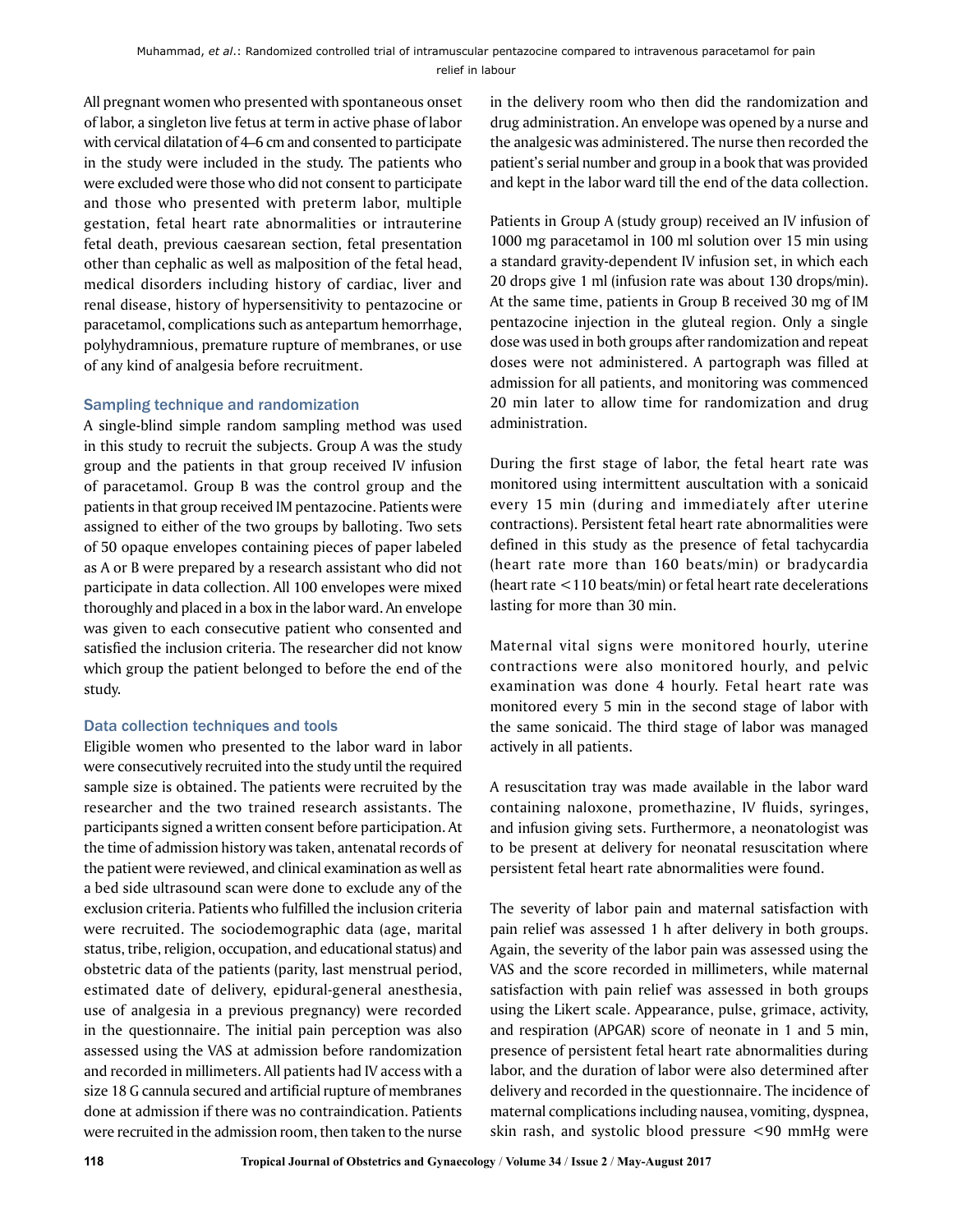All pregnant women who presented with spontaneous onset of labor, a singleton live fetus at term in active phase of labor with cervical dilatation of 4–6 cm and consented to participate in the study were included in the study. The patients who were excluded were those who did not consent to participate and those who presented with preterm labor, multiple gestation, fetal heart rate abnormalities or intrauterine fetal death, previous caesarean section, fetal presentation other than cephalic as well as malposition of the fetal head, medical disorders including history of cardiac, liver and renal disease, history of hypersensitivity to pentazocine or paracetamol, complications such as antepartum hemorrhage, polyhydramnious, premature rupture of membranes, or use of any kind of analgesia before recruitment.

### Sampling technique and randomization

A single-blind simple random sampling method was used in this study to recruit the subjects. Group A was the study group and the patients in that group received IV infusion of paracetamol. Group B was the control group and the patients in that group received IM pentazocine. Patients were assigned to either of the two groups by balloting. Two sets of 50 opaque envelopes containing pieces of paper labeled as A or B were prepared by a research assistant who did not participate in data collection. All 100 envelopes were mixed thoroughly and placed in a box in the labor ward. An envelope was given to each consecutive patient who consented and satisfied the inclusion criteria. The researcher did not know which group the patient belonged to before the end of the study.

### Data collection techniques and tools

Eligible women who presented to the labor ward in labor were consecutively recruited into the study until the required sample size is obtained. The patients were recruited by the researcher and the two trained research assistants. The participants signed a written consent before participation. At the time of admission history was taken, antenatal records of the patient were reviewed, and clinical examination as well as a bed side ultrasound scan were done to exclude any of the exclusion criteria. Patients who fulfilled the inclusion criteria were recruited. The sociodemographic data (age, marital status, tribe, religion, occupation, and educational status) and obstetric data of the patients (parity, last menstrual period, estimated date of delivery, epidural-general anesthesia, use of analgesia in a previous pregnancy) were recorded in the questionnaire. The initial pain perception was also assessed using the VAS at admission before randomization and recorded in millimeters. All patients had IV access with a size 18 G cannula secured and artificial rupture of membranes done at admission if there was no contraindication. Patients were recruited in the admission room, then taken to the nurse in the delivery room who then did the randomization and drug administration. An envelope was opened by a nurse and the analgesic was administered. The nurse then recorded the patient's serial number and group in a book that was provided and kept in the labor ward till the end of the data collection.

Patients in Group A (study group) received an IV infusion of 1000 mg paracetamol in 100 ml solution over 15 min using a standard gravity-dependent IV infusion set, in which each 20 drops give 1 ml (infusion rate was about 130 drops/min). At the same time, patients in Group B received 30 mg of IM pentazocine injection in the gluteal region. Only a single dose was used in both groups after randomization and repeat doses were not administered. A partograph was filled at admission for all patients, and monitoring was commenced 20 min later to allow time for randomization and drug administration.

During the first stage of labor, the fetal heart rate was monitored using intermittent auscultation with a sonicaid every 15 min (during and immediately after uterine contractions). Persistent fetal heart rate abnormalities were defined in this study as the presence of fetal tachycardia (heart rate more than 160 beats/min) or bradycardia (heart rate <110 beats/min) or fetal heart rate decelerations lasting for more than 30 min.

Maternal vital signs were monitored hourly, uterine contractions were also monitored hourly, and pelvic examination was done 4 hourly. Fetal heart rate was monitored every 5 min in the second stage of labor with the same sonicaid. The third stage of labor was managed actively in all patients.

A resuscitation tray was made available in the labor ward containing naloxone, promethazine, IV fluids, syringes, and infusion giving sets. Furthermore, a neonatologist was to be present at delivery for neonatal resuscitation where persistent fetal heart rate abnormalities were found.

The severity of labor pain and maternal satisfaction with pain relief was assessed 1 h after delivery in both groups. Again, the severity of the labor pain was assessed using the VAS and the score recorded in millimeters, while maternal satisfaction with pain relief was assessed in both groups using the Likert scale. Appearance, pulse, grimace, activity, and respiration (APGAR) score of neonate in 1 and 5 min, presence of persistent fetal heart rate abnormalities during labor, and the duration of labor were also determined after delivery and recorded in the questionnaire. The incidence of maternal complications including nausea, vomiting, dyspnea, skin rash, and systolic blood pressure <90 mmHg were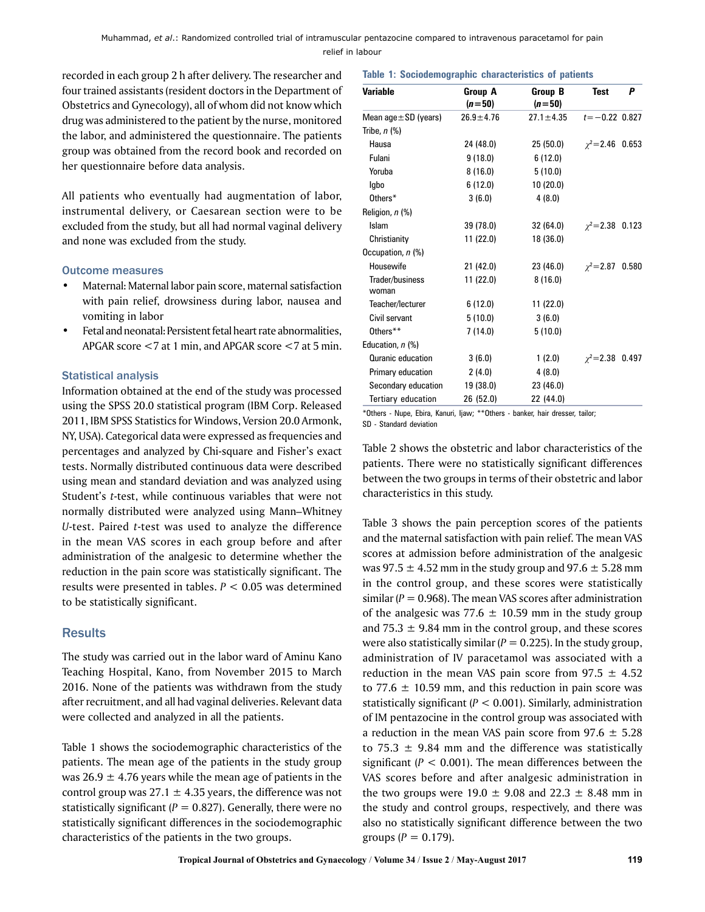recorded in each group 2 h after delivery. The researcher and four trained assistants (resident doctors in the Department of Obstetrics and Gynecology), all of whom did not know which drug was administered to the patient by the nurse, monitored the labor, and administered the questionnaire. The patients group was obtained from the record book and recorded on her questionnaire before data analysis.

All patients who eventually had augmentation of labor, instrumental delivery, or Caesarean section were to be excluded from the study, but all had normal vaginal delivery and none was excluded from the study.

### Outcome measures

- Maternal: Maternal labor pain score, maternal satisfaction with pain relief, drowsiness during labor, nausea and vomiting in labor
- Fetal and neonatal: Persistent fetal heart rate abnormalities, APGAR score <7 at 1 min, and APGAR score <7 at 5 min.

### Statistical analysis

Information obtained at the end of the study was processed using the SPSS 20.0 statistical program (IBM Corp. Released 2011, IBM SPSS Statistics for Windows, Version 20.0 Armonk, NY, USA). Categorical data were expressed as frequencies and percentages and analyzed by Chi-square and Fisher's exact tests. Normally distributed continuous data were described using mean and standard deviation and was analyzed using Student's *t*-test, while continuous variables that were not normally distributed were analyzed using Mann–Whitney *U*-test. Paired *t*-test was used to analyze the difference in the mean VAS scores in each group before and after administration of the analgesic to determine whether the reduction in the pain score was statistically significant. The results were presented in tables. $P < 0.05$ was determined to be statistically significant.

## Results

The study was carried out in the labor ward of Aminu Kano Teaching Hospital, Kano, from November 2015 to March 2016. None of the patients was withdrawn from the study after recruitment, and all had vaginal deliveries. Relevant data were collected and analyzed in all the patients.

Table 1 shows the sociodemographic characteristics of the patients. The mean age of the patients in the study group was 26.9 ± 4.76 years while the mean age of patients in the control group was 27.1 ± 4.35 years, the difference was not statistically significant ($P = 0.827$). Generally, there were no statistically significant differences in the sociodemographic characteristics of the patients in the two groups.

**Table 1: Sociodemographic characteristics of patients**

| Variable | Group A ($n$=50) | Group B ($n$=50) | Test | *P* |
|---|---|---|---|---|
| Mean age±SD (years) | 26.9±4.76 | 27.1±4.35 | $t$=−0.22 | 0.827 |
| Tribe, *n* (%) | | | | |
| Hausa | 24 (48.0) | 25 (50.0) | $\chi^2$=2.46 | 0.653 |
| Fulani | 9 (18.0) | 6 (12.0) | | |
| Yoruba | 8 (16.0) | 5 (10.0) | | |
| Igbo | 6 (12.0) | 10 (20.0) | | |
| Others* | 3 (6.0) | 4 (8.0) | | |
| Religion, *n* (%) | | | | |
| Islam | 39 (78.0) | 32 (64.0) | $\chi^2$=2.38 | 0.123 |
| Christianity | 11 (22.0) | 18 (36.0) | | |
| Occupation, *n* (%) | | | | |
| Housewife | 21 (42.0) | 23 (46.0) | $\chi^2$=2.87 | 0.580 |
| Trader/business woman | 11 (22.0) | 8 (16.0) | | |
| Teacher/lecturer | 6 (12.0) | 11 (22.0) | | |
| Civil servant | 5 (10.0) | 3 (6.0) | | |
| Others** | 7 (14.0) | 5 (10.0) | | |
| Education, *n* (%) | | | | |
| Quranic education | 3 (6.0) | 1 (2.0) | $\chi^2$=2.38 | 0.497 |
| Primary education | 2 (4.0) | 4 (8.0) | | |
| Secondary education | 19 (38.0) | 23 (46.0) | | |
| Tertiary education | 26 (52.0) | 22 (44.0) | | |

*Others - Nupe, Ebira, Kanuri, Ijaw; **Others - banker, hair dresser, tailor; SD - Standard deviation

Table 2 shows the obstetric and labor characteristics of the patients. There were no statistically significant differences between the two groups in terms of their obstetric and labor characteristics in this study.

Table 3 shows the pain perception scores of the patients and the maternal satisfaction with pain relief. The mean VAS scores at admission before administration of the analgesic was 97.5 ± 4.52 mm in the study group and 97.6 ± 5.28 mm in the control group, and these scores were statistically similar ($P = 0.968$). The mean VAS scores after administration of the analgesic was 77.6 ± 10.59 mm in the study group and 75.3 ± 9.84 mm in the control group, and these scores were also statistically similar ($P = 0.225$). In the study group, administration of IV paracetamol was associated with a reduction in the mean VAS pain score from 97.5 ± 4.52 to 77.6 ± 10.59 mm, and this reduction in pain score was statistically significant ($P < 0.001$). Similarly, administration of IM pentazocine in the control group was associated with a reduction in the mean VAS pain score from 97.6 ± 5.28 to 75.3 ± 9.84 mm and the difference was statistically significant ($P < 0.001$). The mean differences between the VAS scores before and after analgesic administration in the two groups were 19.0 ± 9.08 and 22.3 ± 8.48 mm in the study and control groups, respectively, and there was also no statistically significant difference between the two groups ($P = 0.179$).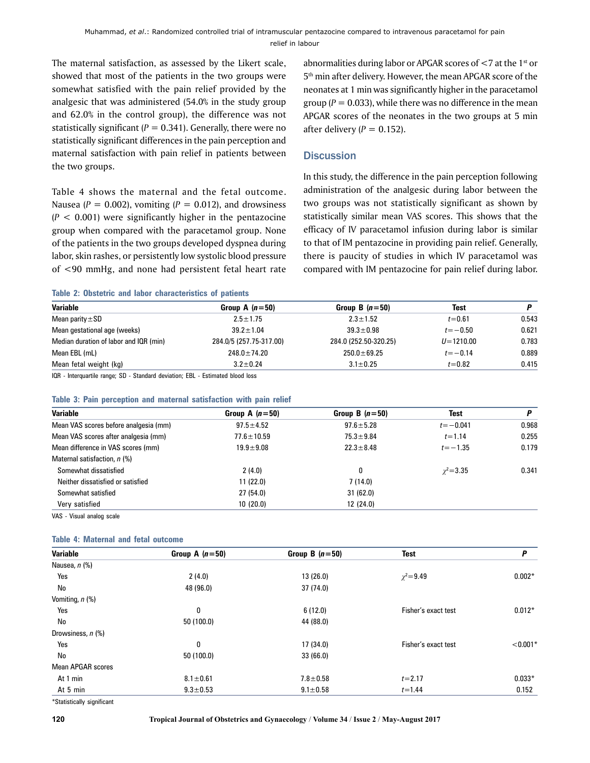The maternal satisfaction, as assessed by the Likert scale, showed that most of the patients in the two groups were somewhat satisfied with the pain relief provided by the analgesic that was administered (54.0% in the study group and 62.0% in the control group), the difference was not statistically significant ($P = 0.341$). Generally, there were no statistically significant differences in the pain perception and maternal satisfaction with pain relief in patients between the two groups.

Table 4 shows the maternal and the fetal outcome. Nausea ($P = 0.002$), vomiting ($P = 0.012$), and drowsiness ($P < 0.001$) were significantly higher in the pentazocine group when compared with the paracetamol group. None of the patients in the two groups developed dyspnea during labor, skin rashes, or persistently low systolic blood pressure of <90 mmHg, and none had persistent fetal heart rate abnormalities during labor or APGAR scores of <7 at the 1st or 5th min after delivery. However, the mean APGAR score of the neonates at 1 min was significantly higher in the paracetamol group ($P = 0.033$), while there was no difference in the mean APGAR scores of the neonates in the two groups at 5 min after delivery ($P = 0.152$).

## Discussion

In this study, the difference in the pain perception following administration of the analgesic during labor between the two groups was not statistically significant as shown by statistically similar mean VAS scores. This shows that the efficacy of IV paracetamol infusion during labor is similar to that of IM pentazocine in providing pain relief. Generally, there is paucity of studies in which IV paracetamol was compared with IM pentazocine for pain relief during labor.

**Table 2: Obstetric and labor characteristics of patients**

| Variable | Group A ($n$=50) | Group B ($n$=50) | Test | $P$ |
|---|---|---|---|---|
| Mean parity±SD | 2.5±1.75 | 2.3±1.52 | $t$=0.61 | 0.543 |
| Mean gestational age (weeks) | 39.2±1.04 | 39.3±0.98 | $t$=−0.50 | 0.621 |
| Median duration of labor and IQR (min) | 284.0/5 (257.75-317.00) | 284.0 (252.50-320.25) | $U$=1210.00 | 0.783 |
| Mean EBL (mL) | 248.0±74.20 | 250.0±69.25 | $t$=−0.14 | 0.889 |
| Mean fetal weight (kg) | 3.2±0.24 | 3.1±0.25 | $t$=0.82 | 0.415 |

IQR - Interquartile range; SD - Standard deviation; EBL - Estimated blood loss

**Table 3: Pain perception and maternal satisfaction with pain relief**

| Variable | Group A ($n$=50) | Group B ($n$=50) | Test | $P$ |
|---|---|---|---|---|
| Mean VAS scores before analgesia (mm) | 97.5±4.52 | 97.6±5.28 | $t$=−0.041 | 0.968 |
| Mean VAS scores after analgesia (mm) | 77.6±10.59 | 75.3±9.84 | $t$=1.14 | 0.255 |
| Mean difference in VAS scores (mm) | 19.9±9.08 | 22.3±8.48 | $t$=−1.35 | 0.179 |
| Maternal satisfaction, $n$ (%) | | | | |
| Somewhat dissatisfied | 2 (4.0) | 0 | $\chi^2$=3.35 | 0.341 |
| Neither dissatisfied or satisfied | 11 (22.0) | 7 (14.0) | | |
| Somewhat satisfied | 27 (54.0) | 31 (62.0) | | |
| Very satisfied | 10 (20.0) | 12 (24.0) | | |

VAS - Visual analog scale

**Table 4: Maternal and fetal outcome**

| Variable | Group A ($n$=50) | Group B ($n$=50) | Test | $P$ |
|---|---|---|---|---|
| Nausea, $n$ (%) | | | | |
| Yes | 2 (4.0) | 13 (26.0) | $\chi^2$=9.49 | 0.002* |
| No | 48 (96.0) | 37 (74.0) | | |
| Vomiting, $n$ (%) | | | | |
| Yes | 0 | 6 (12.0) | Fisher's exact test | 0.012* |
| No | 50 (100.0) | 44 (88.0) | | |
| Drowsiness, $n$ (%) | | | | |
| Yes | 0 | 17 (34.0) | Fisher's exact test | <0.001* |
| No | 50 (100.0) | 33 (66.0) | | |
| Mean APGAR scores | | | | |
| At 1 min | 8.1±0.61 | 7.8±0.58 | $t$=2.17 | 0.033* |
| At 5 min | 9.3±0.53 | 9.1±0.58 | $t$=1.44 | 0.152 |

*Statistically significant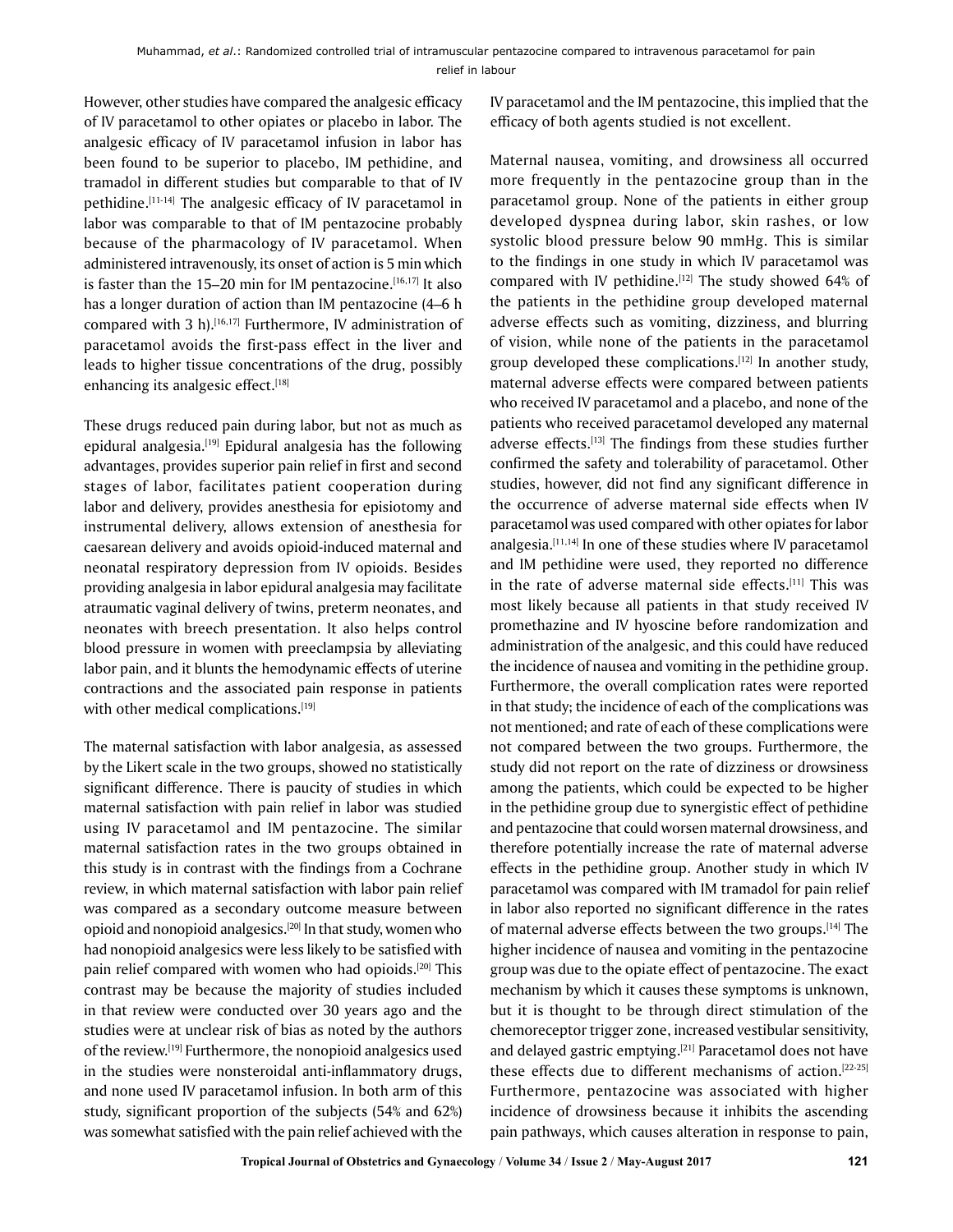However, other studies have compared the analgesic efficacy of IV paracetamol to other opiates or placebo in labor. The analgesic efficacy of IV paracetamol infusion in labor has been found to be superior to placebo, IM pethidine, and tramadol in different studies but comparable to that of IV pethidine.[11-14] The analgesic efficacy of IV paracetamol in labor was comparable to that of IM pentazocine probably because of the pharmacology of IV paracetamol. When administered intravenously, its onset of action is 5 min which is faster than the 15–20 min for IM pentazocine.[16,17] It also has a longer duration of action than IM pentazocine (4–6 h compared with 3 h).[16,17] Furthermore, IV administration of paracetamol avoids the first-pass effect in the liver and leads to higher tissue concentrations of the drug, possibly enhancing its analgesic effect.[18]

These drugs reduced pain during labor, but not as much as epidural analgesia.[19] Epidural analgesia has the following advantages, provides superior pain relief in first and second stages of labor, facilitates patient cooperation during labor and delivery, provides anesthesia for episiotomy and instrumental delivery, allows extension of anesthesia for caesarean delivery and avoids opioid-induced maternal and neonatal respiratory depression from IV opioids. Besides providing analgesia in labor epidural analgesia may facilitate atraumatic vaginal delivery of twins, preterm neonates, and neonates with breech presentation. It also helps control blood pressure in women with preeclampsia by alleviating labor pain, and it blunts the hemodynamic effects of uterine contractions and the associated pain response in patients with other medical complications.[19]

The maternal satisfaction with labor analgesia, as assessed by the Likert scale in the two groups, showed no statistically significant difference. There is paucity of studies in which maternal satisfaction with pain relief in labor was studied using IV paracetamol and IM pentazocine. The similar maternal satisfaction rates in the two groups obtained in this study is in contrast with the findings from a Cochrane review, in which maternal satisfaction with labor pain relief was compared as a secondary outcome measure between opioid and nonopioid analgesics.[20] In that study, women who had nonopioid analgesics were less likely to be satisfied with pain relief compared with women who had opioids.[20] This contrast may be because the majority of studies included in that review were conducted over 30 years ago and the studies were at unclear risk of bias as noted by the authors of the review.[19] Furthermore, the nonopioid analgesics used in the studies were nonsteroidal anti-inflammatory drugs, and none used IV paracetamol infusion. In both arm of this study, significant proportion of the subjects (54% and 62%) was somewhat satisfied with the pain relief achieved with the IV paracetamol and the IM pentazocine, this implied that the efficacy of both agents studied is not excellent.

Maternal nausea, vomiting, and drowsiness all occurred more frequently in the pentazocine group than in the paracetamol group. None of the patients in either group developed dyspnea during labor, skin rashes, or low systolic blood pressure below 90 mmHg. This is similar to the findings in one study in which IV paracetamol was compared with IV pethidine.[12] The study showed 64% of the patients in the pethidine group developed maternal adverse effects such as vomiting, dizziness, and blurring of vision, while none of the patients in the paracetamol group developed these complications.[12] In another study, maternal adverse effects were compared between patients who received IV paracetamol and a placebo, and none of the patients who received paracetamol developed any maternal adverse effects.[13] The findings from these studies further confirmed the safety and tolerability of paracetamol. Other studies, however, did not find any significant difference in the occurrence of adverse maternal side effects when IV paracetamol was used compared with other opiates for labor analgesia.[11,14] In one of these studies where IV paracetamol and IM pethidine were used, they reported no difference in the rate of adverse maternal side effects.[11] This was most likely because all patients in that study received IV promethazine and IV hyoscine before randomization and administration of the analgesic, and this could have reduced the incidence of nausea and vomiting in the pethidine group. Furthermore, the overall complication rates were reported in that study; the incidence of each of the complications was not mentioned; and rate of each of these complications were not compared between the two groups. Furthermore, the study did not report on the rate of dizziness or drowsiness among the patients, which could be expected to be higher in the pethidine group due to synergistic effect of pethidine and pentazocine that could worsen maternal drowsiness, and therefore potentially increase the rate of maternal adverse effects in the pethidine group. Another study in which IV paracetamol was compared with IM tramadol for pain relief in labor also reported no significant difference in the rates of maternal adverse effects between the two groups.[14] The higher incidence of nausea and vomiting in the pentazocine group was due to the opiate effect of pentazocine. The exact mechanism by which it causes these symptoms is unknown, but it is thought to be through direct stimulation of the chemoreceptor trigger zone, increased vestibular sensitivity, and delayed gastric emptying.[21] Paracetamol does not have these effects due to different mechanisms of action.[22-25] Furthermore, pentazocine was associated with higher incidence of drowsiness because it inhibits the ascending pain pathways, which causes alteration in response to pain,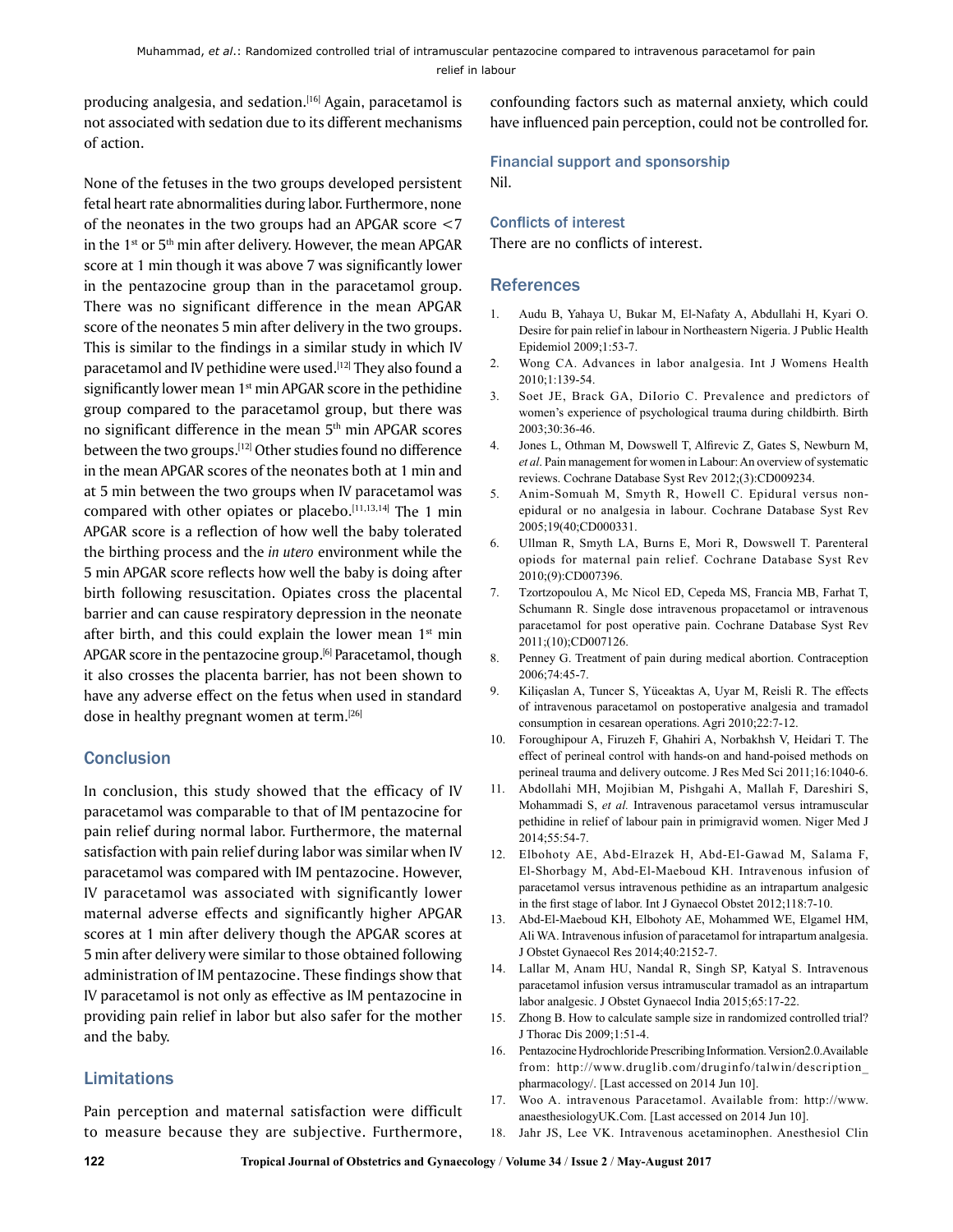producing analgesia, and sedation.[16] Again, paracetamol is not associated with sedation due to its different mechanisms of action.

None of the fetuses in the two groups developed persistent fetal heart rate abnormalities during labor. Furthermore, none of the neonates in the two groups had an APGAR score <7 in the 1st or 5th min after delivery. However, the mean APGAR score at 1 min though it was above 7 was significantly lower in the pentazocine group than in the paracetamol group. There was no significant difference in the mean APGAR score of the neonates 5 min after delivery in the two groups. This is similar to the findings in a similar study in which IV paracetamol and IV pethidine were used.[12] They also found a significantly lower mean 1st min APGAR score in the pethidine group compared to the paracetamol group, but there was no significant difference in the mean 5th min APGAR scores between the two groups.[12] Other studies found no difference in the mean APGAR scores of the neonates both at 1 min and at 5 min between the two groups when IV paracetamol was compared with other opiates or placebo.[11,13,14] The 1 min APGAR score is a reflection of how well the baby tolerated the birthing process and the *in utero* environment while the 5 min APGAR score reflects how well the baby is doing after birth following resuscitation. Opiates cross the placental barrier and can cause respiratory depression in the neonate after birth, and this could explain the lower mean 1st min APGAR score in the pentazocine group.[6] Paracetamol, though it also crosses the placenta barrier, has not been shown to have any adverse effect on the fetus when used in standard dose in healthy pregnant women at term.[26]

## Conclusion

In conclusion, this study showed that the efficacy of IV paracetamol was comparable to that of IM pentazocine for pain relief during normal labor. Furthermore, the maternal satisfaction with pain relief during labor was similar when IV paracetamol was compared with IM pentazocine. However, IV paracetamol was associated with significantly lower maternal adverse effects and significantly higher APGAR scores at 1 min after delivery though the APGAR scores at 5 min after delivery were similar to those obtained following administration of IM pentazocine. These findings show that IV paracetamol is not only as effective as IM pentazocine in providing pain relief in labor but also safer for the mother and the baby.

## Limitations

Pain perception and maternal satisfaction were difficult to measure because they are subjective. Furthermore, confounding factors such as maternal anxiety, which could have influenced pain perception, could not be controlled for.

### Financial support and sponsorship

Nil.

### Conflicts of interest

There are no conflicts of interest.

## References

1. Audu B, Yahaya U, Bukar M, El-Nafaty A, Abdullahi H, Kyari O. Desire for pain relief in labour in Northeastern Nigeria. J Public Health Epidemiol 2009;1:53-7.
2. Wong CA. Advances in labor analgesia. Int J Womens Health 2010;1:139-54.
3. Soet JE, Brack GA, DiIorio C. Prevalence and predictors of women's experience of psychological trauma during childbirth. Birth 2003;30:36-46.
4. Jones L, Othman M, Dowswell T, Alfirevic Z, Gates S, Newburn M, *et al*. Pain management for women in Labour: An overview of systematic reviews. Cochrane Database Syst Rev 2012;(3):CD009234.
5. Anim-Somuah M, Smyth R, Howell C. Epidural versus non-epidural or no analgesia in labour. Cochrane Database Syst Rev 2005;19(40;CD000331.
6. Ullman R, Smyth LA, Burns E, Mori R, Dowswell T. Parenteral opioids for maternal pain relief. Cochrane Database Syst Rev 2010;(9):CD007396.
7. Tzortzopoulou A, Mc Nicol ED, Cepeda MS, Francia MB, Farhat T, Schumann R. Single dose intravenous propacetamol or intravenous paracetamol for post operative pain. Cochrane Database Syst Rev 2011;(10);CD007126.
8. Penney G. Treatment of pain during medical abortion. Contraception 2006;74:45-7.
9. Kiliçaslan A, Tuncer S, Yüceaktas A, Uyar M, Reisli R. The effects of intravenous paracetamol on postoperative analgesia and tramadol consumption in cesarean operations. Agri 2010;22:7-12.
10. Foroughipour A, Firuzeh F, Ghahiri A, Norbakhsh V, Heidari T. The effect of perineal control with hands-on and hand-poised methods on perineal trauma and delivery outcome. J Res Med Sci 2011;16:1040-6.
11. Abdollahi MH, Mojibian M, Pishgahi A, Mallah F, Dareshiri S, Mohammadi S, *et al.* Intravenous paracetamol versus intramuscular pethidine in relief of labour pain in primigravid women. Niger Med J 2014;55:54-7.
12. Elbohoty AE, Abd-Elrazek H, Abd-El-Gawad M, Salama F, El-Shorbagy M, Abd-El-Maeboud KH. Intravenous infusion of paracetamol versus intravenous pethidine as an intrapartum analgesic in the first stage of labor. Int J Gynaecol Obstet 2012;118:7-10.
13. Abd-El-Maeboud KH, Elbohoty AE, Mohammed WE, Elgamel HM, Ali WA. Intravenous infusion of paracetamol for intrapartum analgesia. J Obstet Gynaecol Res 2014;40:2152-7.
14. Lallar M, Anam HU, Nandal R, Singh SP, Katyal S. Intravenous paracetamol infusion versus intramuscular tramadol as an intrapartum labor analgesic. J Obstet Gynaecol India 2015;65:17-22.
15. Zhong B. How to calculate sample size in randomized controlled trial? J Thorac Dis 2009;1:51-4.
16. Pentazocine Hydrochloride Prescribing Information. Version2.0. Available from: http://www.druglib.com/druginfo/talwin/description_pharmacology/. [Last accessed on 2014 Jun 10].
17. Woo A. intravenous Paracetamol. Available from: http://www.anaesthesiologyUK.Com. [Last accessed on 2014 Jun 10].
18. Jahr JS, Lee VK. Intravenous acetaminophen. Anesthesiol Clin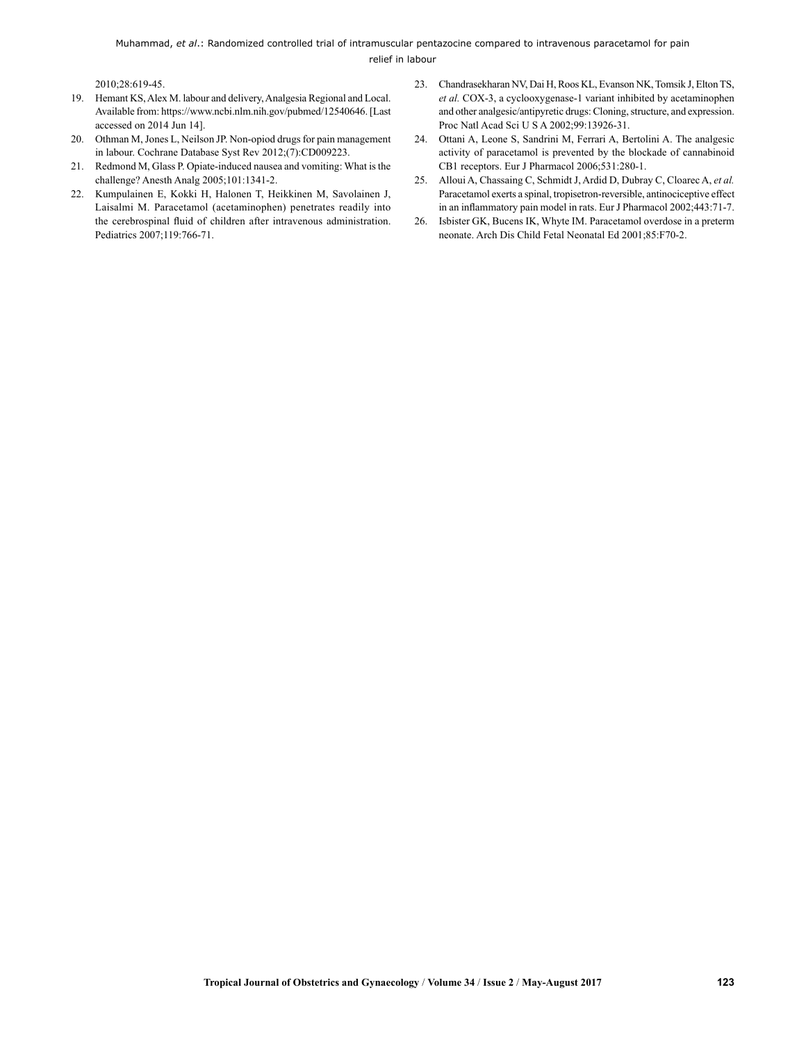2010;28:619-45.

19. Hemant KS, Alex M. labour and delivery, Analgesia Regional and Local. Available from: https://www.ncbi.nlm.nih.gov/pubmed/12540646. [Last accessed on 2014 Jun 14].
20. Othman M, Jones L, Neilson JP. Non-opiod drugs for pain management in labour. Cochrane Database Syst Rev 2012;(7):CD009223.
21. Redmond M, Glass P. Opiate-induced nausea and vomiting: What is the challenge? Anesth Analg 2005;101:1341-2.
22. Kumpulainen E, Kokki H, Halonen T, Heikkinen M, Savolainen J, Laisalmi M. Paracetamol (acetaminophen) penetrates readily into the cerebrospinal fluid of children after intravenous administration. Pediatrics 2007;119:766-71.
23. Chandrasekharan NV, Dai H, Roos KL, Evanson NK, Tomsik J, Elton TS, *et al.* COX-3, a cyclooxygenase-1 variant inhibited by acetaminophen and other analgesic/antipyretic drugs: Cloning, structure, and expression. Proc Natl Acad Sci U S A 2002;99:13926-31.
24. Ottani A, Leone S, Sandrini M, Ferrari A, Bertolini A. The analgesic activity of paracetamol is prevented by the blockade of cannabinoid CB1 receptors. Eur J Pharmacol 2006;531:280-1.
25. Alloui A, Chassaing C, Schmidt J, Ardid D, Dubray C, Cloarec A, *et al.* Paracetamol exerts a spinal, tropisetron-reversible, antinociceptive effect in an inflammatory pain model in rats. Eur J Pharmacol 2002;443:71-7.
26. Isbister GK, Bucens IK, Whyte IM. Paracetamol overdose in a preterm neonate. Arch Dis Child Fetal Neonatal Ed 2001;85:F70-2.